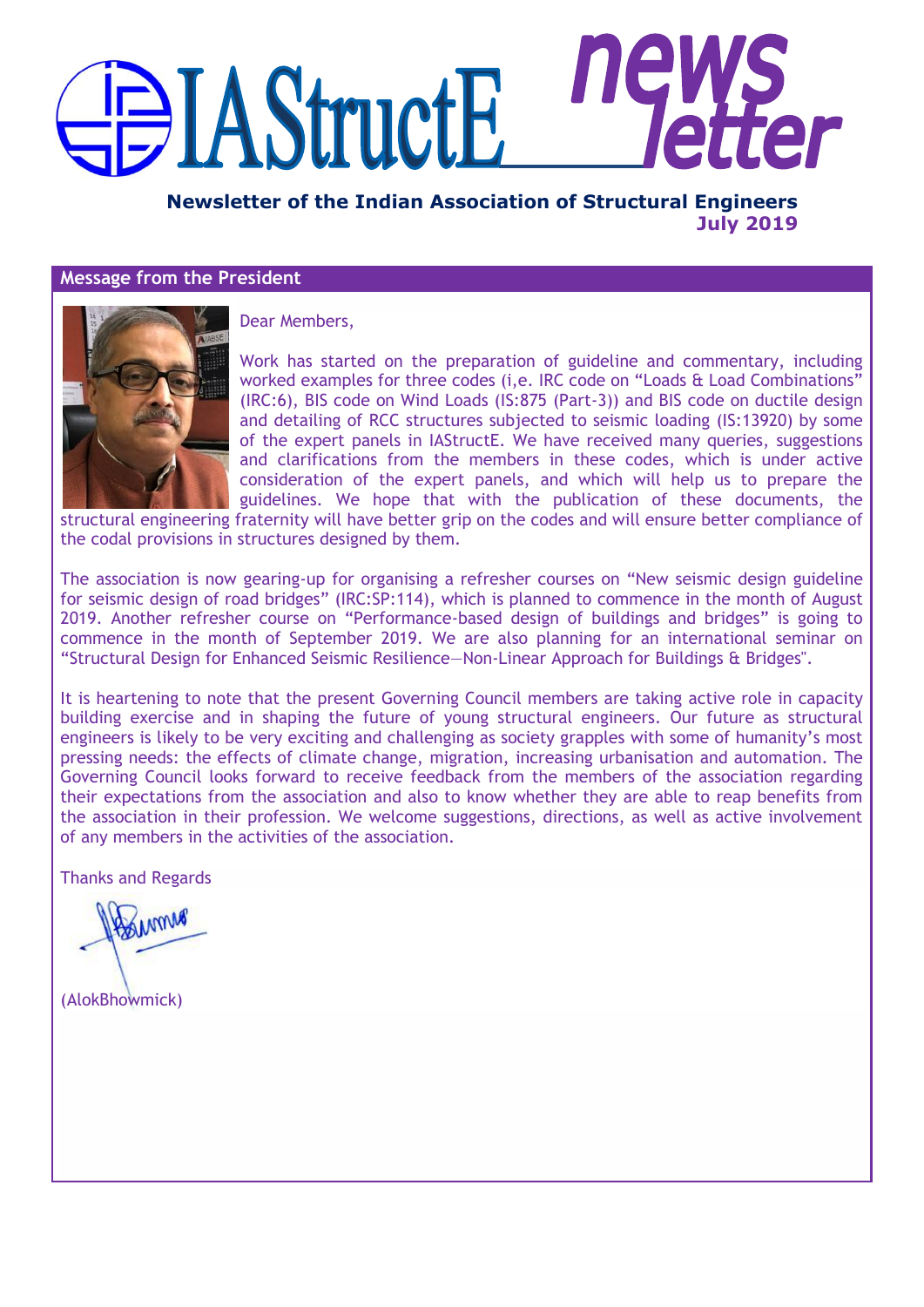# IAStructE newsletter

**Newsletter of the Indian Association of Structural Engineers**
**July 2019**

## Message from the President

Dear Members,

Work has started on the preparation of guideline and commentary, including worked examples for three codes (i,e. IRC code on "Loads & Load Combinations" (IRC:6), BIS code on Wind Loads (IS:875 (Part-3)) and BIS code on ductile design and detailing of RCC structures subjected to seismic loading (IS:13920) by some of the expert panels in IAStructE. We have received many queries, suggestions and clarifications from the members in these codes, which is under active consideration of the expert panels, and which will help us to prepare the guidelines. We hope that with the publication of these documents, the structural engineering fraternity will have better grip on the codes and will ensure better compliance of the codal provisions in structures designed by them.

The association is now gearing-up for organising a refresher courses on "New seismic design guideline for seismic design of road bridges" (IRC:SP:114), which is planned to commence in the month of August 2019. Another refresher course on "Performance-based design of buildings and bridges" is going to commence in the month of September 2019. We are also planning for an international seminar on "Structural Design for Enhanced Seismic Resilience—Non-Linear Approach for Buildings & Bridges".

It is heartening to note that the present Governing Council members are taking active role in capacity building exercise and in shaping the future of young structural engineers. Our future as structural engineers is likely to be very exciting and challenging as society grapples with some of humanity's most pressing needs: the effects of climate change, migration, increasing urbanisation and automation. The Governing Council looks forward to receive feedback from the members of the association regarding their expectations from the association and also to know whether they are able to reap benefits from the association in their profession. We welcome suggestions, directions, as well as active involvement of any members in the activities of the association.

Thanks and Regards

(AlokBhowmick)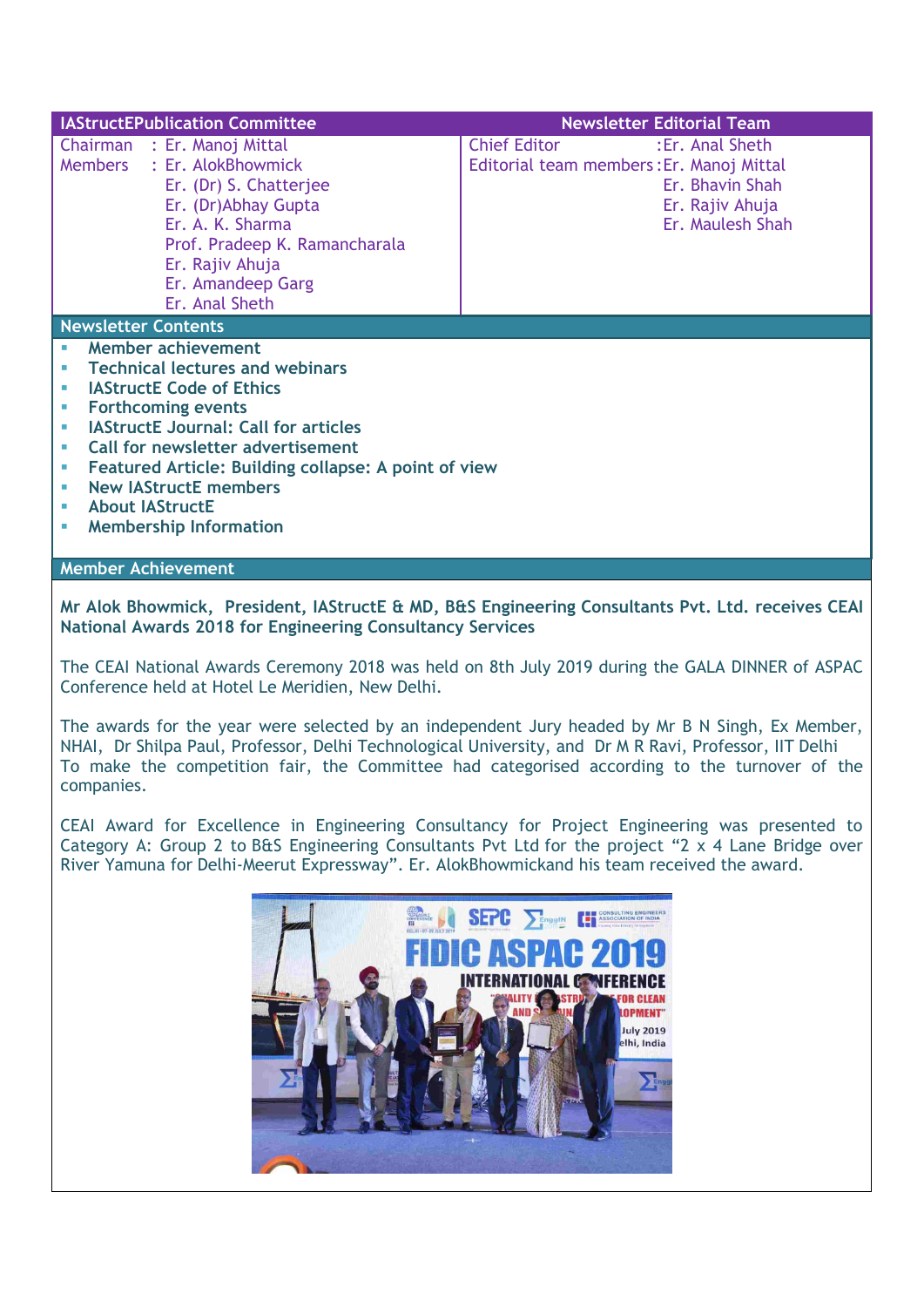| IAStructEPublication Committee | | Newsletter Editorial Team | |
|---|---|---|---|
| Chairman | : Er. Manoj Mittal | Chief Editor | :Er. Anal Sheth |
| Members | : Er. AlokBhowmick | Editorial team members | :Er. Manoj Mittal |
| | Er. (Dr) S. Chatterjee | | Er. Bhavin Shah |
| | Er. (Dr)Abhay Gupta | | Er. Rajiv Ahuja |
| | Er. A. K. Sharma | | Er. Maulesh Shah |
| | Prof. Pradeep K. Ramancharala | | |
| | Er. Rajiv Ahuja | | |
| | Er. Amandeep Garg | | |
| | Er. Anal Sheth | | |

## Newsletter Contents

- **Member achievement**
- **Technical lectures and webinars**
- **IAStructE Code of Ethics**
- **Forthcoming events**
- **IAStructE Journal: Call for articles**
- **Call for newsletter advertisement**
- **Featured Article: Building collapse: A point of view**
- **New IAStructE members**
- **About IAStructE**
- **Membership Information**

## Member Achievement

**Mr Alok Bhowmick, President, IAStructE & MD, B&S Engineering Consultants Pvt. Ltd. receives CEAI National Awards 2018 for Engineering Consultancy Services**

The CEAI National Awards Ceremony 2018 was held on 8th July 2019 during the GALA DINNER of ASPAC Conference held at Hotel Le Meridien, New Delhi.

The awards for the year were selected by an independent Jury headed by Mr B N Singh, Ex Member, NHAI, Dr Shilpa Paul, Professor, Delhi Technological University, and Dr M R Ravi, Professor, IIT Delhi To make the competition fair, the Committee had categorised according to the turnover of the companies.

CEAI Award for Excellence in Engineering Consultancy for Project Engineering was presented to Category A: Group 2 to B&S Engineering Consultants Pvt Ltd for the project "2 x 4 Lane Bridge over River Yamuna for Delhi-Meerut Expressway". Er. AlokBhowmickand his team received the award.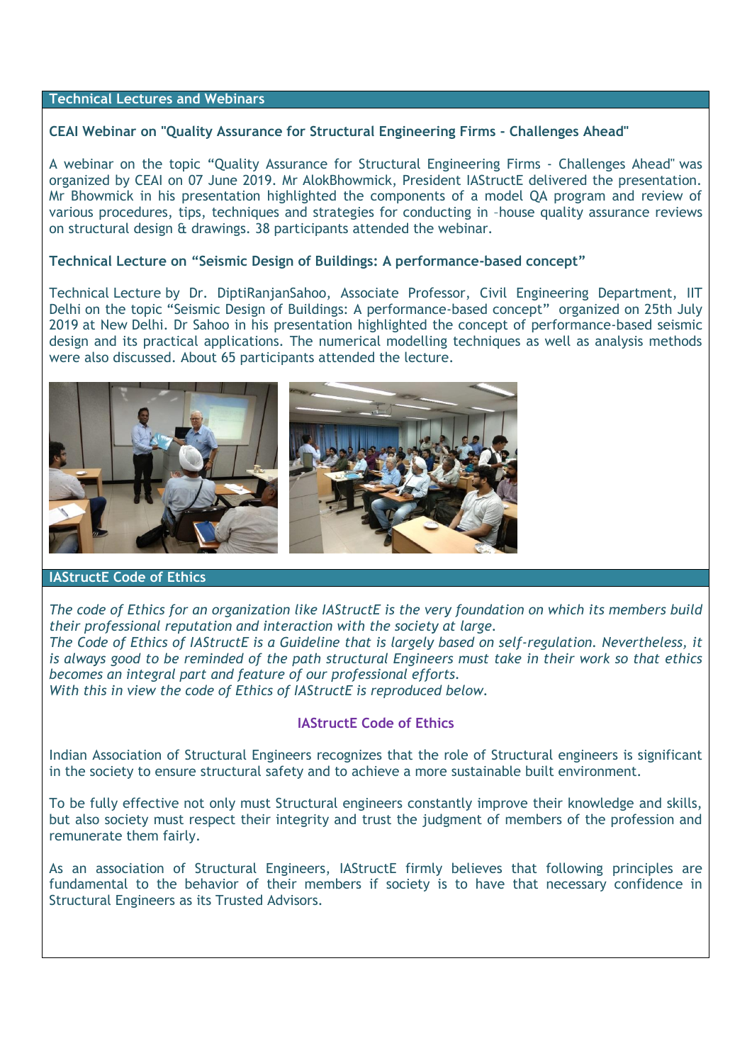## Technical Lectures and Webinars

### CEAI Webinar on "Quality Assurance for Structural Engineering Firms - Challenges Ahead"

A webinar on the topic "Quality Assurance for Structural Engineering Firms - Challenges Ahead" was organized by CEAI on 07 June 2019. Mr AlokBhowmick, President IAStructE delivered the presentation. Mr Bhowmick in his presentation highlighted the components of a model QA program and review of various procedures, tips, techniques and strategies for conducting in –house quality assurance reviews on structural design & drawings. 38 participants attended the webinar.

### Technical Lecture on "Seismic Design of Buildings: A performance-based concept"

Technical Lecture by Dr. DiptiRanjanSahoo, Associate Professor, Civil Engineering Department, IIT Delhi on the topic "Seismic Design of Buildings: A performance-based concept" organized on 25th July 2019 at New Delhi. Dr Sahoo in his presentation highlighted the concept of performance-based seismic design and its practical applications. The numerical modelling techniques as well as analysis methods were also discussed. About 65 participants attended the lecture.

## IAStructE Code of Ethics

*The code of Ethics for an organization like IAStructE is the very foundation on which its members build their professional reputation and interaction with the society at large.*
*The Code of Ethics of IAStructE is a Guideline that is largely based on self-regulation. Nevertheless, it is always good to be reminded of the path structural Engineers must take in their work so that ethics becomes an integral part and feature of our professional efforts.*
*With this in view the code of Ethics of IAStructE is reproduced below.*

### IAStructE Code of Ethics

Indian Association of Structural Engineers recognizes that the role of Structural engineers is significant in the society to ensure structural safety and to achieve a more sustainable built environment.

To be fully effective not only must Structural engineers constantly improve their knowledge and skills, but also society must respect their integrity and trust the judgment of members of the profession and remunerate them fairly.

As an association of Structural Engineers, IAStructE firmly believes that following principles are fundamental to the behavior of their members if society is to have that necessary confidence in Structural Engineers as its Trusted Advisors.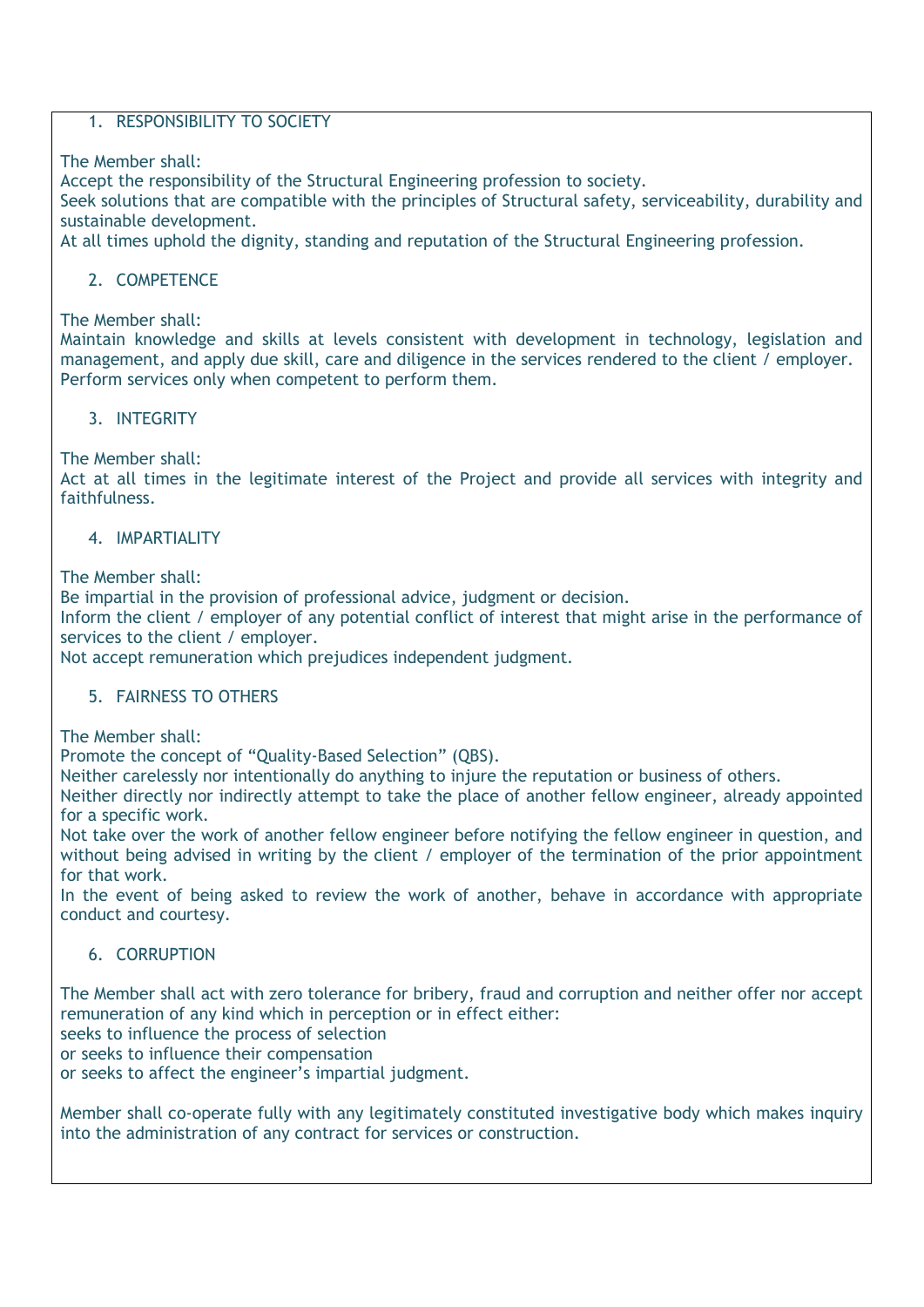1. RESPONSIBILITY TO SOCIETY

The Member shall:
Accept the responsibility of the Structural Engineering profession to society.
Seek solutions that are compatible with the principles of Structural safety, serviceability, durability and sustainable development.
At all times uphold the dignity, standing and reputation of the Structural Engineering profession.

2. COMPETENCE

The Member shall:
Maintain knowledge and skills at levels consistent with development in technology, legislation and management, and apply due skill, care and diligence in the services rendered to the client / employer.
Perform services only when competent to perform them.

3. INTEGRITY

The Member shall:
Act at all times in the legitimate interest of the Project and provide all services with integrity and faithfulness.

4. IMPARTIALITY

The Member shall:
Be impartial in the provision of professional advice, judgment or decision.
Inform the client / employer of any potential conflict of interest that might arise in the performance of services to the client / employer.
Not accept remuneration which prejudices independent judgment.

5. FAIRNESS TO OTHERS

The Member shall:
Promote the concept of "Quality-Based Selection" (QBS).
Neither carelessly nor intentionally do anything to injure the reputation or business of others.
Neither directly nor indirectly attempt to take the place of another fellow engineer, already appointed for a specific work.
Not take over the work of another fellow engineer before notifying the fellow engineer in question, and without being advised in writing by the client / employer of the termination of the prior appointment for that work.
In the event of being asked to review the work of another, behave in accordance with appropriate conduct and courtesy.

6. CORRUPTION

The Member shall act with zero tolerance for bribery, fraud and corruption and neither offer nor accept remuneration of any kind which in perception or in effect either:
seeks to influence the process of selection
or seeks to influence their compensation
or seeks to affect the engineer's impartial judgment.

Member shall co-operate fully with any legitimately constituted investigative body which makes inquiry into the administration of any contract for services or construction.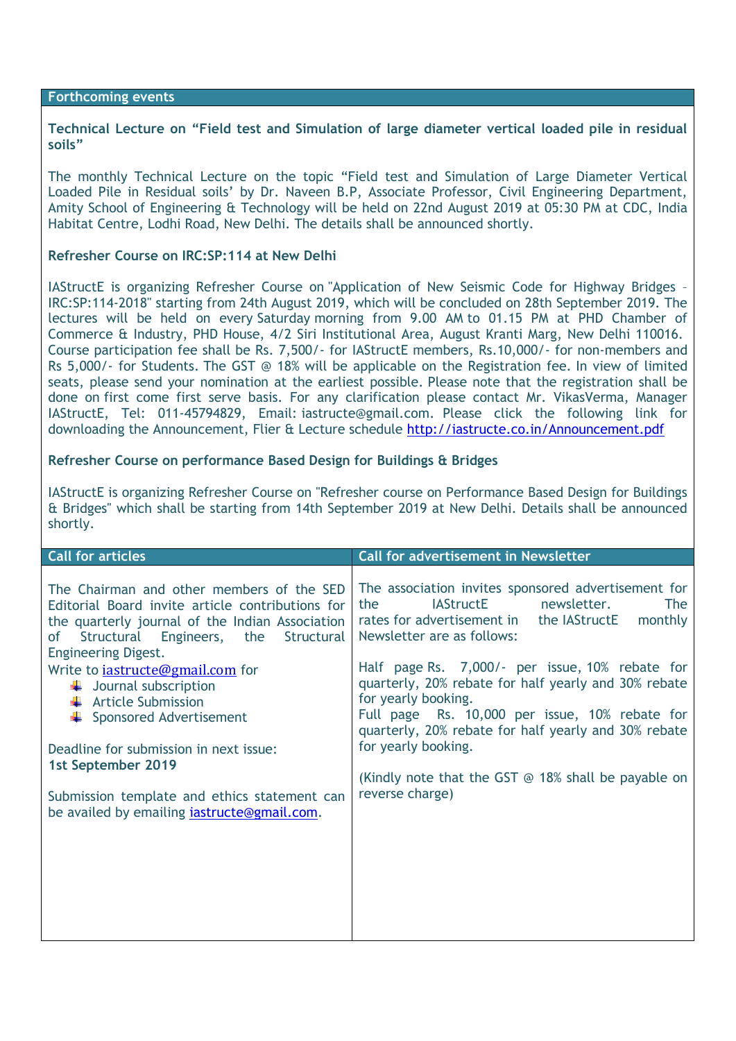## Forthcoming events

### Technical Lecture on "Field test and Simulation of large diameter vertical loaded pile in residual soils"

The monthly Technical Lecture on the topic "Field test and Simulation of Large Diameter Vertical Loaded Pile in Residual soils' by Dr. Naveen B.P, Associate Professor, Civil Engineering Department, Amity School of Engineering & Technology will be held on 22nd August 2019 at 05:30 PM at CDC, India Habitat Centre, Lodhi Road, New Delhi. The details shall be announced shortly.

### Refresher Course on IRC:SP:114 at New Delhi

IAStructE is organizing Refresher Course on "Application of New Seismic Code for Highway Bridges – IRC:SP:114-2018" starting from 24th August 2019, which will be concluded on 28th September 2019. The lectures will be held on every Saturday morning from 9.00 AM to 01.15 PM at PHD Chamber of Commerce & Industry, PHD House, 4/2 Siri Institutional Area, August Kranti Marg, New Delhi 110016. Course participation fee shall be Rs. 7,500/- for IAStructE members, Rs.10,000/- for non-members and Rs 5,000/- for Students. The GST @ 18% will be applicable on the Registration fee. In view of limited seats, please send your nomination at the earliest possible. Please note that the registration shall be done on first come first serve basis. For any clarification please contact Mr. VikasVerma, Manager IAStructE, Tel: 011-45794829, Email: iastructe@gmail.com. Please click the following link for downloading the Announcement, Flier & Lecture schedule http://iastructe.co.in/Announcement.pdf

### Refresher Course on performance Based Design for Buildings & Bridges

IAStructE is organizing Refresher Course on "Refresher course on Performance Based Design for Buildings & Bridges" which shall be starting from 14th September 2019 at New Delhi. Details shall be announced shortly.

## Call for articles

The Chairman and other members of the SED Editorial Board invite article contributions for the quarterly journal of the Indian Association of Structural Engineers, the Structural Engineering Digest.

Write to iastructe@gmail.com for

- Journal subscription
- Article Submission
- Sponsored Advertisement

Deadline for submission in next issue:
**1st September 2019**

Submission template and ethics statement can be availed by emailing iastructe@gmail.com.

## Call for advertisement in Newsletter

The association invites sponsored advertisement for the IAStructE newsletter. The rates for advertisement in the IAStructE monthly Newsletter are as follows:

Half page Rs. 7,000/- per issue, 10% rebate for quarterly, 20% rebate for half yearly and 30% rebate for yearly booking.
Full page Rs. 10,000 per issue, 10% rebate for quarterly, 20% rebate for half yearly and 30% rebate for yearly booking.

(Kindly note that the GST @ 18% shall be payable on reverse charge)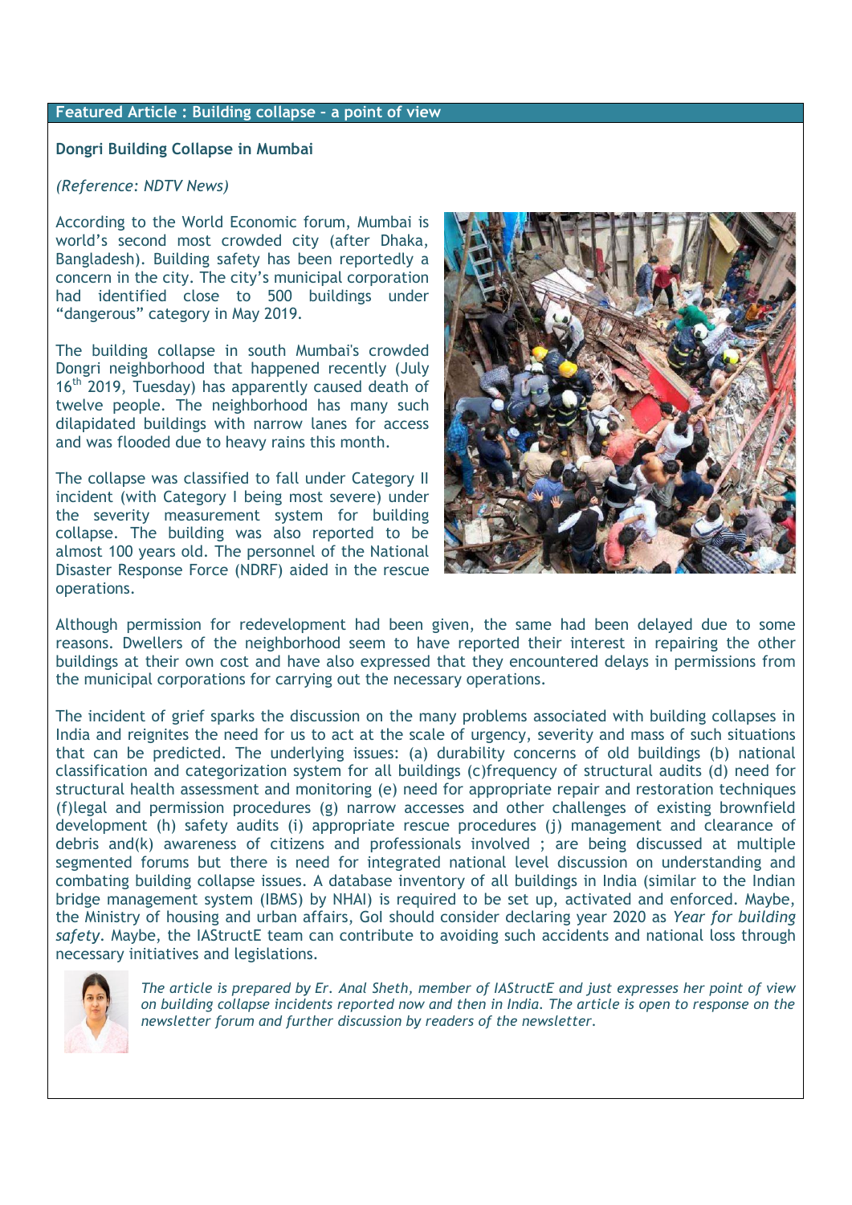## Featured Article : Building collapse - a point of view

### Dongri Building Collapse in Mumbai

*(Reference: NDTV News)*

According to the World Economic forum, Mumbai is world's second most crowded city (after Dhaka, Bangladesh). Building safety has been reportedly a concern in the city. The city's municipal corporation had identified close to 500 buildings under "dangerous" category in May 2019.

The building collapse in south Mumbai's crowded Dongri neighborhood that happened recently (July 16th 2019, Tuesday) has apparently caused death of twelve people. The neighborhood has many such dilapidated buildings with narrow lanes for access and was flooded due to heavy rains this month.

The collapse was classified to fall under Category II incident (with Category I being most severe) under the severity measurement system for building collapse. The building was also reported to be almost 100 years old. The personnel of the National Disaster Response Force (NDRF) aided in the rescue operations.

Although permission for redevelopment had been given, the same had been delayed due to some reasons. Dwellers of the neighborhood seem to have reported their interest in repairing the other buildings at their own cost and have also expressed that they encountered delays in permissions from the municipal corporations for carrying out the necessary operations.

The incident of grief sparks the discussion on the many problems associated with building collapses in India and reignites the need for us to act at the scale of urgency, severity and mass of such situations that can be predicted. The underlying issues: (a) durability concerns of old buildings (b) national classification and categorization system for all buildings (c)frequency of structural audits (d) need for structural health assessment and monitoring (e) need for appropriate repair and restoration techniques (f)legal and permission procedures (g) narrow accesses and other challenges of existing brownfield development (h) safety audits (i) appropriate rescue procedures (j) management and clearance of debris and(k) awareness of citizens and professionals involved ; are being discussed at multiple segmented forums but there is need for integrated national level discussion on understanding and combating building collapse issues. A database inventory of all buildings in India (similar to the Indian bridge management system (IBMS) by NHAI) is required to be set up, activated and enforced. Maybe, the Ministry of housing and urban affairs, GoI should consider declaring year 2020 as *Year for building safety*. Maybe, the IAStructE team can contribute to avoiding such accidents and national loss through necessary initiatives and legislations.

*The article is prepared by Er. Anal Sheth, member of IAStructE and just expresses her point of view on building collapse incidents reported now and then in India. The article is open to response on the newsletter forum and further discussion by readers of the newsletter.*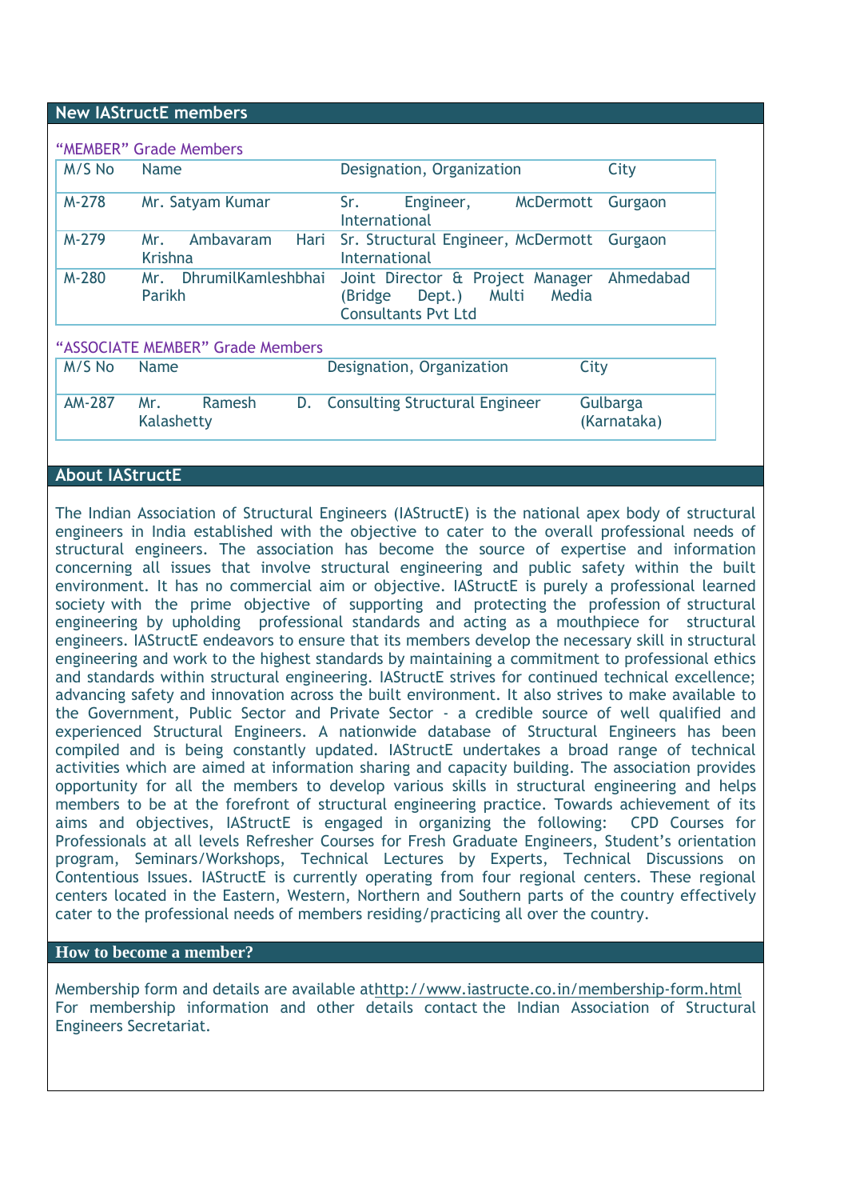## New IAStructE members

"MEMBER" Grade Members

| M/S No | Name | Designation, Organization | City |
|---|---|---|---|
| M-278 | Mr. Satyam Kumar | Sr. Engineer, McDermott International | Gurgaon |
| M-279 | Mr. Ambavaram Hari Krishna | Sr. Structural Engineer, McDermott International | Gurgaon |
| M-280 | Mr. DhrumilKamleshbhai Parikh | Joint Director & Project Manager (Bridge Dept.) Multi Media Consultants Pvt Ltd | Ahmedabad |

"ASSOCIATE MEMBER" Grade Members

| M/S No | Name | Designation, Organization | City |
|---|---|---|---|
| AM-287 | Mr. Ramesh D. Kalashetty | Consulting Structural Engineer | Gulbarga (Karnataka) |

## About IAStructE

The Indian Association of Structural Engineers (IAStructE) is the national apex body of structural engineers in India established with the objective to cater to the overall professional needs of structural engineers. The association has become the source of expertise and information concerning all issues that involve structural engineering and public safety within the built environment. It has no commercial aim or objective. IAStructE is purely a professional learned society with the prime objective of supporting and protecting the profession of structural engineering by upholding professional standards and acting as a mouthpiece for structural engineers. IAStructE endeavors to ensure that its members develop the necessary skill in structural engineering and work to the highest standards by maintaining a commitment to professional ethics and standards within structural engineering. IAStructE strives for continued technical excellence; advancing safety and innovation across the built environment. It also strives to make available to the Government, Public Sector and Private Sector - a credible source of well qualified and experienced Structural Engineers. A nationwide database of Structural Engineers has been compiled and is being constantly updated. IAStructE undertakes a broad range of technical activities which are aimed at information sharing and capacity building. The association provides opportunity for all the members to develop various skills in structural engineering and helps members to be at the forefront of structural engineering practice. Towards achievement of its aims and objectives, IAStructE is engaged in organizing the following: CPD Courses for Professionals at all levels Refresher Courses for Fresh Graduate Engineers, Student's orientation program, Seminars/Workshops, Technical Lectures by Experts, Technical Discussions on Contentious Issues. IAStructE is currently operating from four regional centers. These regional centers located in the Eastern, Western, Northern and Southern parts of the country effectively cater to the professional needs of members residing/practicing all over the country.

## How to become a member?

Membership form and details are available athttp://www.iastructe.co.in/membership-form.html For membership information and other details contact the Indian Association of Structural Engineers Secretariat.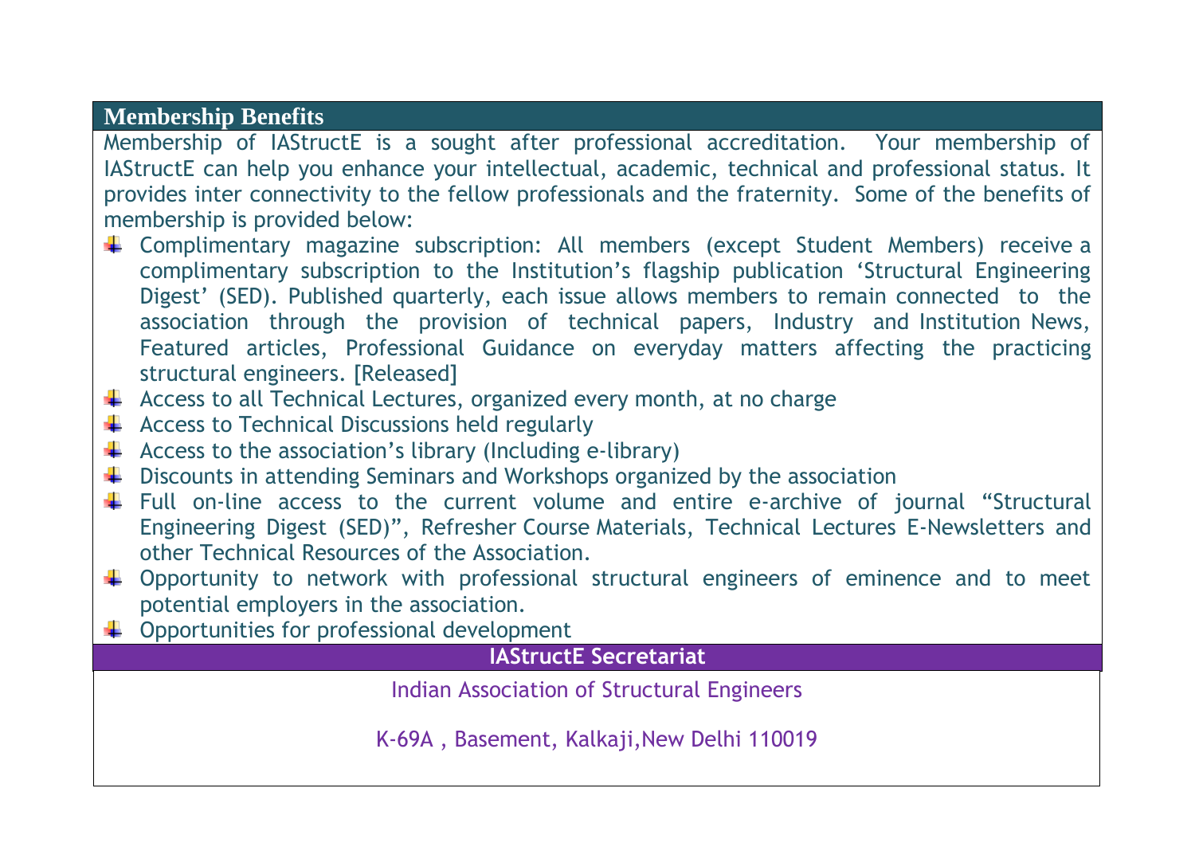## Membership Benefits

Membership of IAStructE is a sought after professional accreditation. Your membership of IAStructE can help you enhance your intellectual, academic, technical and professional status. It provides inter connectivity to the fellow professionals and the fraternity. Some of the benefits of membership is provided below:

- Complimentary magazine subscription: All members (except Student Members) receive a complimentary subscription to the Institution's flagship publication 'Structural Engineering Digest' (SED). Published quarterly, each issue allows members to remain connected to the association through the provision of technical papers, Industry and Institution News, Featured articles, Professional Guidance on everyday matters affecting the practicing structural engineers. [Released]
- Access to all Technical Lectures, organized every month, at no charge
- Access to Technical Discussions held regularly
- Access to the association's library (Including e-library)
- Discounts in attending Seminars and Workshops organized by the association
- Full on-line access to the current volume and entire e-archive of journal "Structural Engineering Digest (SED)", Refresher Course Materials, Technical Lectures E-Newsletters and other Technical Resources of the Association.
- Opportunity to network with professional structural engineers of eminence and to meet potential employers in the association.
- Opportunities for professional development

**IAStructE Secretariat**

Indian Association of Structural Engineers

K-69A , Basement, Kalkaji,New Delhi 110019